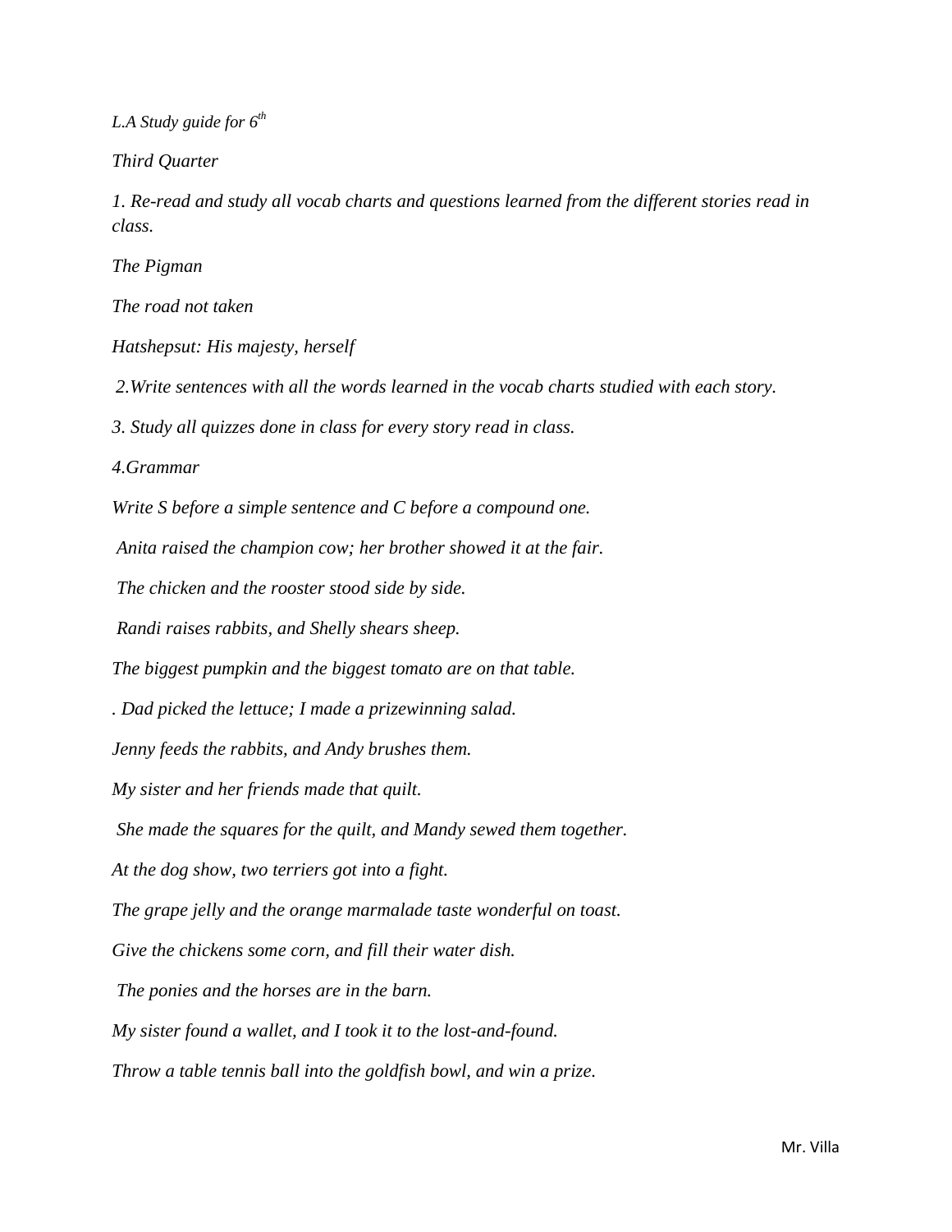*L.A Study guide for 6th*

*Third Quarter*

*1. Re-read and study all vocab charts and questions learned from the different stories read in class.*

*The Pigman*

*The road not taken*

*Hatshepsut: His majesty, herself*

*2.Write sentences with all the words learned in the vocab charts studied with each story.*

*3. Study all quizzes done in class for every story read in class.*

*4.Grammar*

*Write S before a simple sentence and C before a compound one.*

*Anita raised the champion cow; her brother showed it at the fair.*

*The chicken and the rooster stood side by side.*

*Randi raises rabbits, and Shelly shears sheep.*

*The biggest pumpkin and the biggest tomato are on that table.*

*. Dad picked the lettuce; I made a prizewinning salad.*

*Jenny feeds the rabbits, and Andy brushes them.*

*My sister and her friends made that quilt.*

*She made the squares for the quilt, and Mandy sewed them together.*

*At the dog show, two terriers got into a fight.*

*The grape jelly and the orange marmalade taste wonderful on toast.*

*Give the chickens some corn, and fill their water dish.*

*The ponies and the horses are in the barn.*

*My sister found a wallet, and I took it to the lost-and-found.*

*Throw a table tennis ball into the goldfish bowl, and win a prize.*

Mr. Villa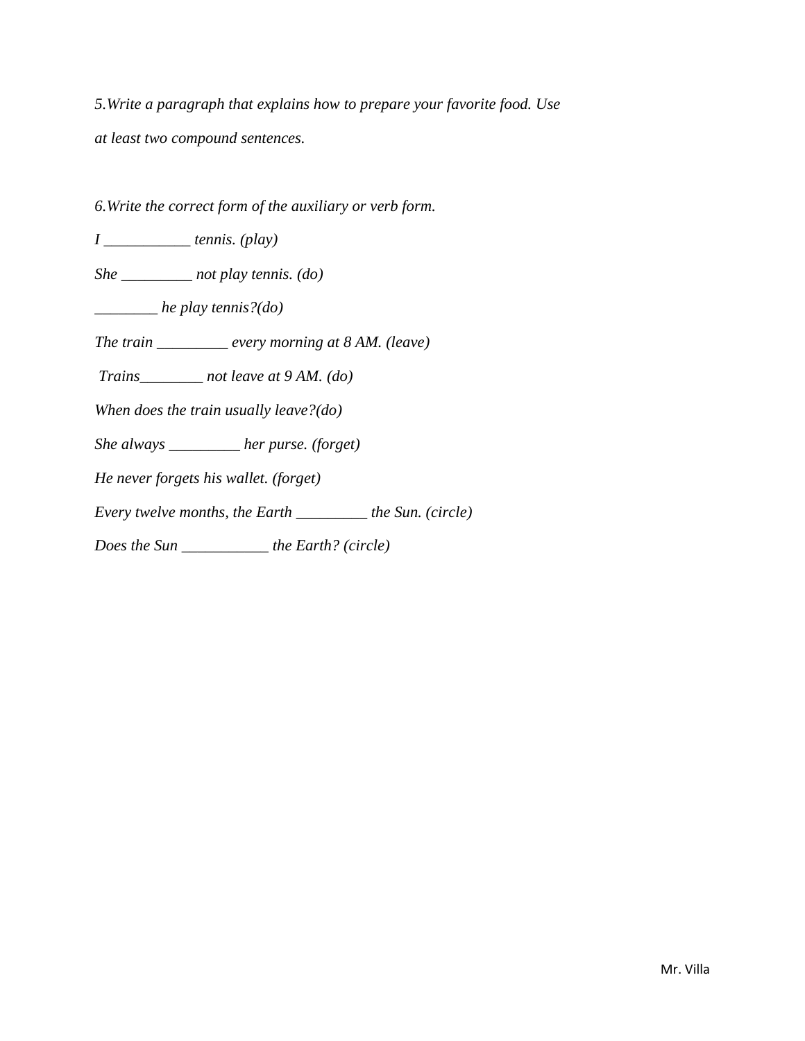*5.Write a paragraph that explains how to prepare your favorite food. Use at least two compound sentences.*

*6.Write the correct form of the auxiliary or verb form.*

*I ___________ tennis. (play)*

*She _________ not play tennis. (do)*

*________ he play tennis?(do)*

*The train _________ every morning at 8 AM. (leave)*

*Trains________ not leave at 9 AM. (do)*

*When does the train usually leave?(do)*

*She always _________ her purse. (forget)*

*He never forgets his wallet. (forget)*

*Every twelve months, the Earth _________ the Sun. (circle)*

*Does the Sun ___________ the Earth? (circle)*

Mr. Villa